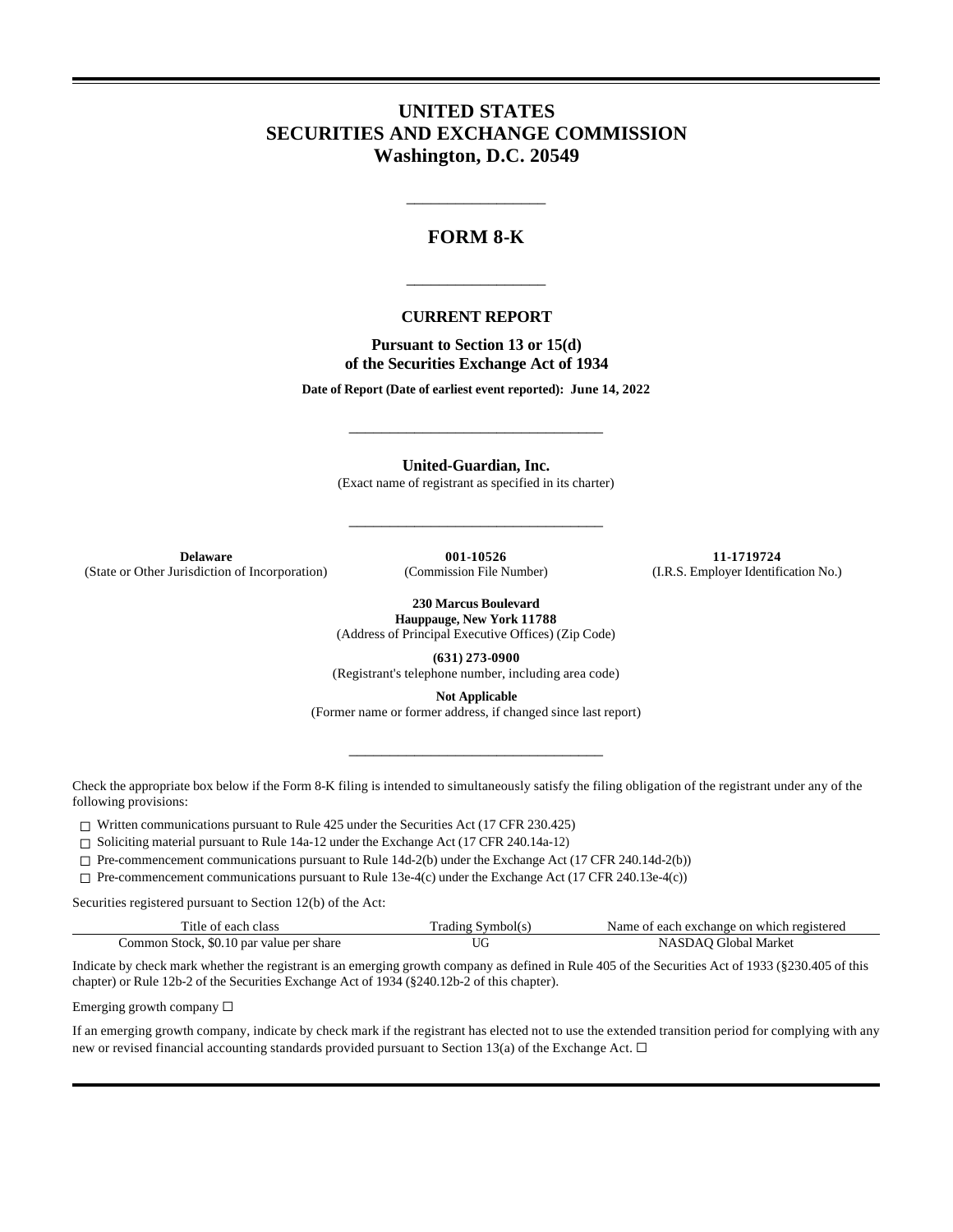# UNITED STATES
# SECURITIES AND EXCHANGE COMMISSION
# Washington, D.C. 20549

---

## FORM 8-K

---

### CURRENT REPORT

**Pursuant to Section 13 or 15(d)**
**of the Securities Exchange Act of 1934**

**Date of Report (Date of earliest event reported): June 14, 2022**

---

**United-Guardian, Inc.**
(Exact name of registrant as specified in its charter)

---

| **Delaware** | **001-10526** | **11-1719724** |
|---|---|---|
| (State or Other Jurisdiction of Incorporation) | (Commission File Number) | (I.R.S. Employer Identification No.) |

**230 Marcus Boulevard**
**Hauppauge, New York 11788**
(Address of Principal Executive Offices) (Zip Code)

**(631) 273-0900**
(Registrant's telephone number, including area code)

**Not Applicable**
(Former name or former address, if changed since last report)

---

Check the appropriate box below if the Form 8-K filing is intended to simultaneously satisfy the filing obligation of the registrant under any of the following provisions:

☐ Written communications pursuant to Rule 425 under the Securities Act (17 CFR 230.425)

☐ Soliciting material pursuant to Rule 14a-12 under the Exchange Act (17 CFR 240.14a-12)

☐ Pre-commencement communications pursuant to Rule 14d-2(b) under the Exchange Act (17 CFR 240.14d-2(b))

☐ Pre-commencement communications pursuant to Rule 13e-4(c) under the Exchange Act (17 CFR 240.13e-4(c))

Securities registered pursuant to Section 12(b) of the Act:

| Title of each class | Trading Symbol(s) | Name of each exchange on which registered |
|---|---|---|
| Common Stock, $0.10 par value per share | UG | NASDAQ Global Market |

Indicate by check mark whether the registrant is an emerging growth company as defined in Rule 405 of the Securities Act of 1933 (§230.405 of this chapter) or Rule 12b-2 of the Securities Exchange Act of 1934 (§240.12b-2 of this chapter).

Emerging growth company ☐

If an emerging growth company, indicate by check mark if the registrant has elected not to use the extended transition period for complying with any new or revised financial accounting standards provided pursuant to Section 13(a) of the Exchange Act. ☐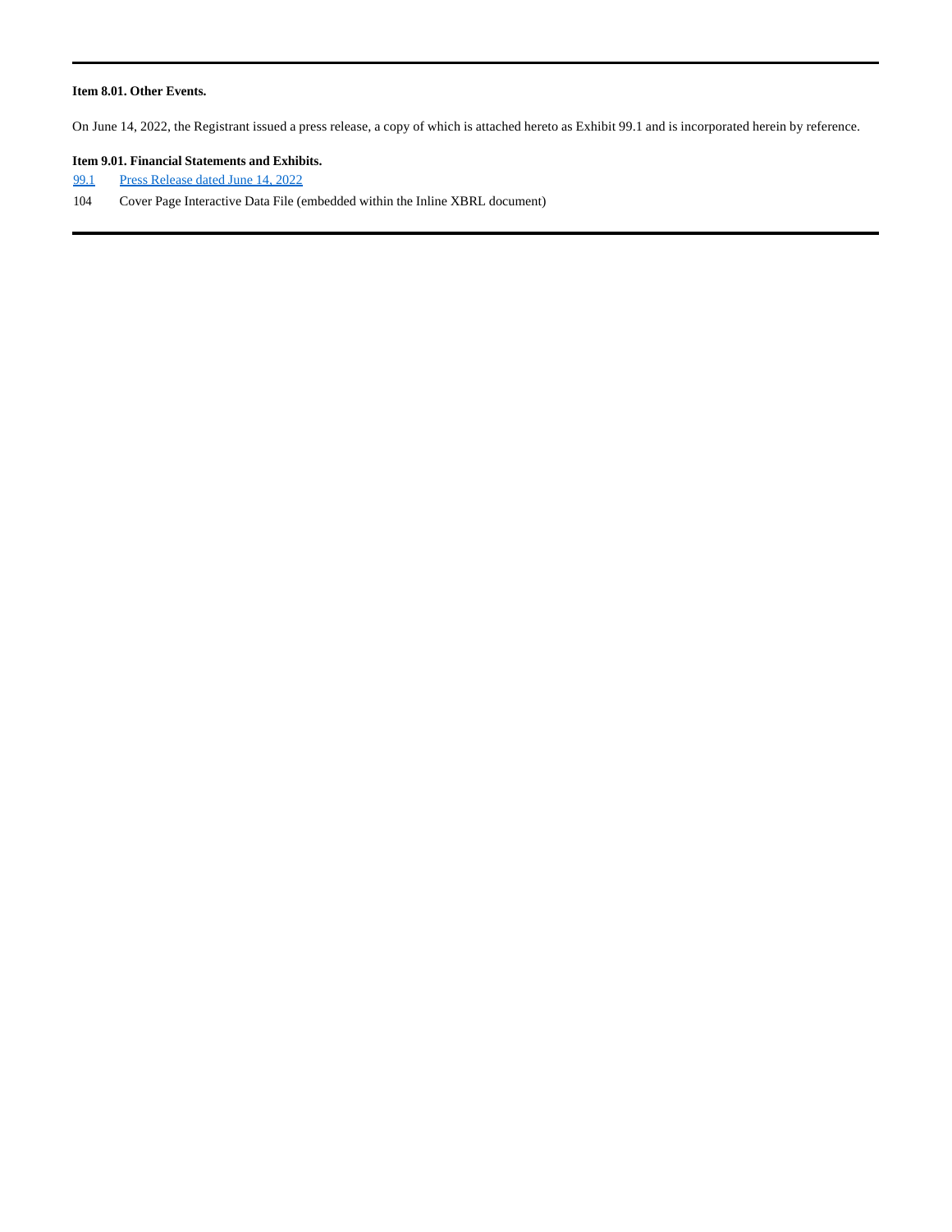**Item 8.01. Other Events.**

On June 14, 2022, the Registrant issued a press release, a copy of which is attached hereto as Exhibit 99.1 and is incorporated herein by reference.

**Item 9.01. Financial Statements and Exhibits.**

| | |
|---|---|
| 99.1 | Press Release dated June 14, 2022 |
| 104 | Cover Page Interactive Data File (embedded within the Inline XBRL document) |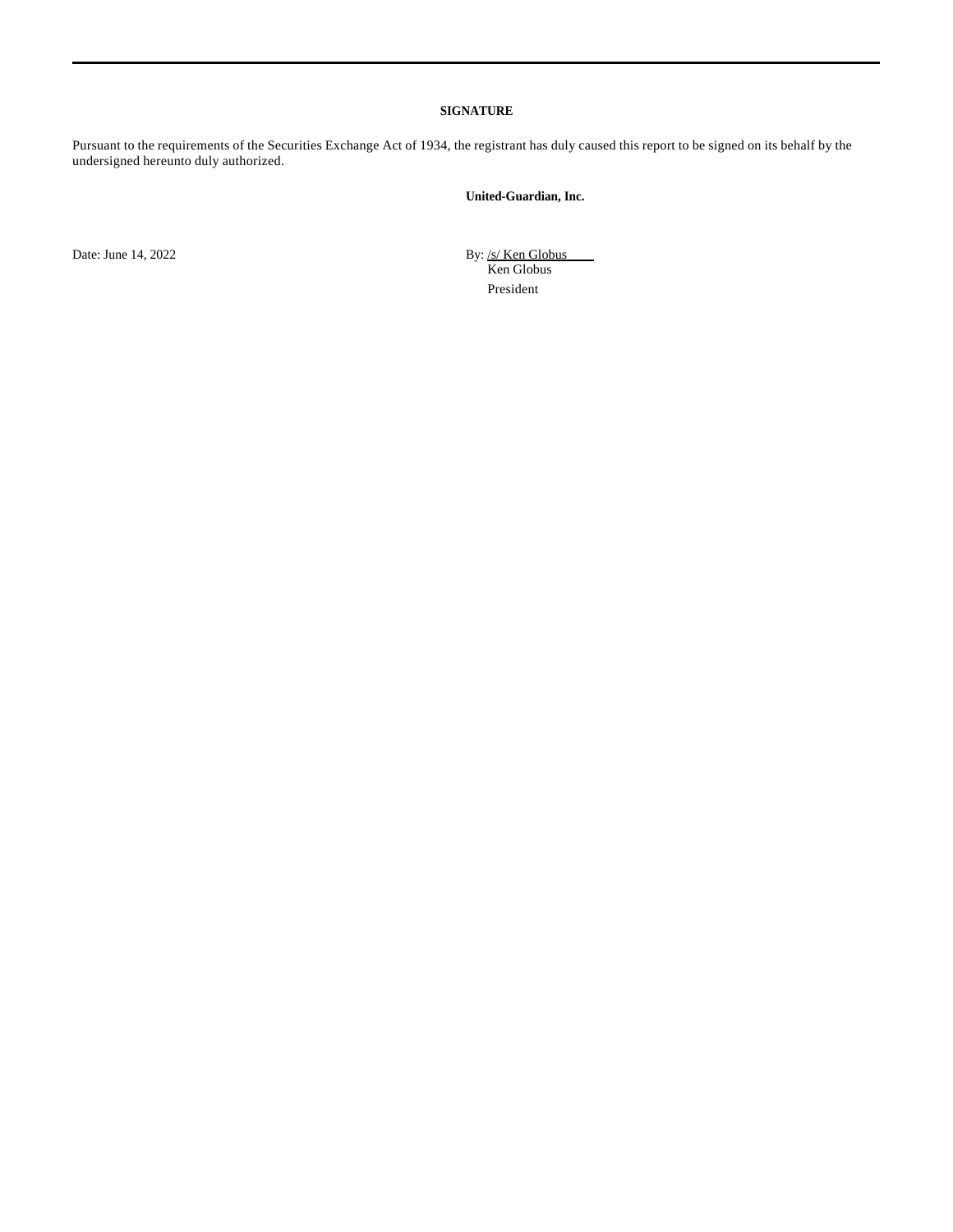**SIGNATURE**

Pursuant to the requirements of the Securities Exchange Act of 1934, the registrant has duly caused this report to be signed on its behalf by the undersigned hereunto duly authorized.

**United-Guardian, Inc.**

Date: June 14, 2022

By: /s/ Ken Globus
Ken Globus
President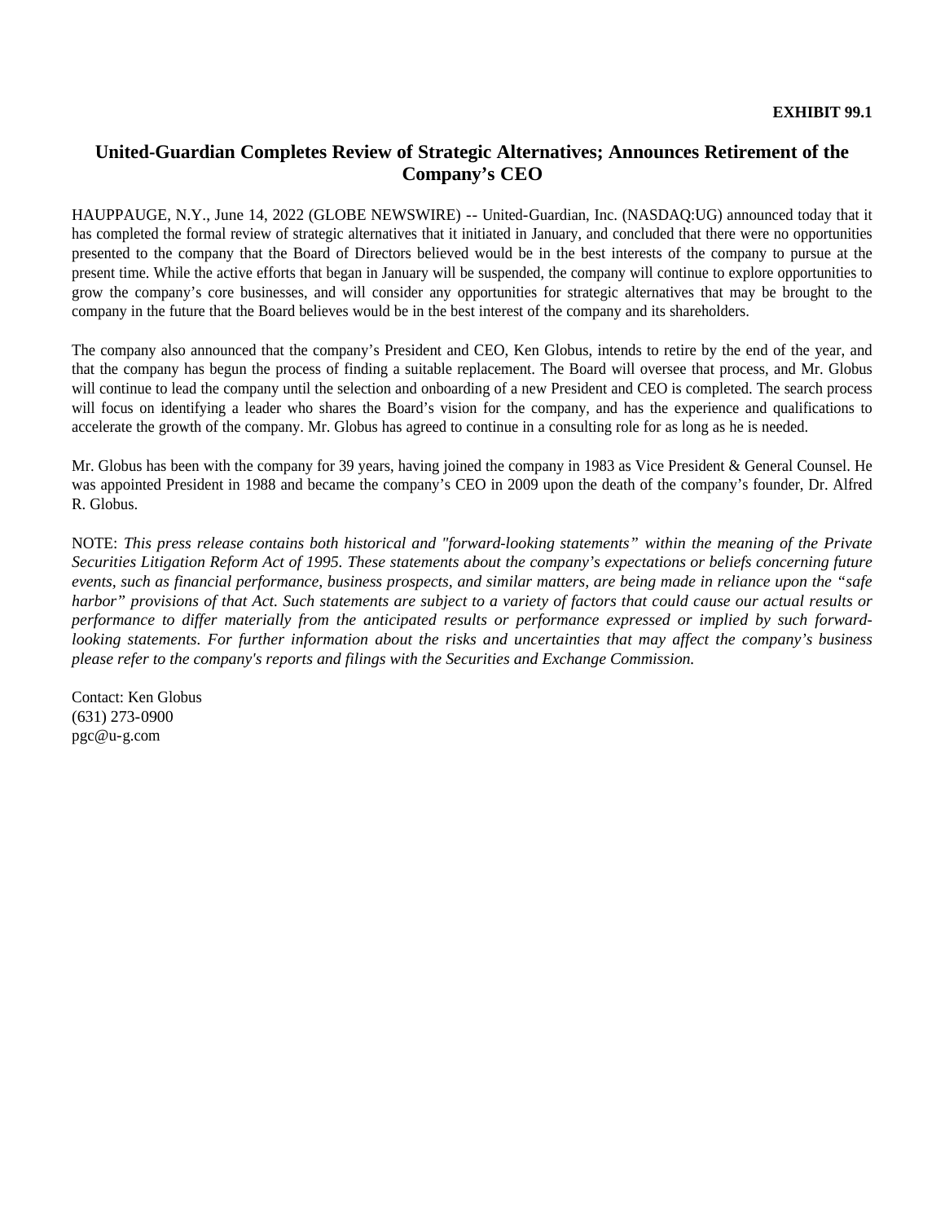**EXHIBIT 99.1**

# United-Guardian Completes Review of Strategic Alternatives; Announces Retirement of the Company's CEO

HAUPPAUGE, N.Y., June 14, 2022 (GLOBE NEWSWIRE) -- United-Guardian, Inc. (NASDAQ:UG) announced today that it has completed the formal review of strategic alternatives that it initiated in January, and concluded that there were no opportunities presented to the company that the Board of Directors believed would be in the best interests of the company to pursue at the present time. While the active efforts that began in January will be suspended, the company will continue to explore opportunities to grow the company's core businesses, and will consider any opportunities for strategic alternatives that may be brought to the company in the future that the Board believes would be in the best interest of the company and its shareholders.

The company also announced that the company's President and CEO, Ken Globus, intends to retire by the end of the year, and that the company has begun the process of finding a suitable replacement. The Board will oversee that process, and Mr. Globus will continue to lead the company until the selection and onboarding of a new President and CEO is completed. The search process will focus on identifying a leader who shares the Board's vision for the company, and has the experience and qualifications to accelerate the growth of the company. Mr. Globus has agreed to continue in a consulting role for as long as he is needed.

Mr. Globus has been with the company for 39 years, having joined the company in 1983 as Vice President & General Counsel. He was appointed President in 1988 and became the company's CEO in 2009 upon the death of the company's founder, Dr. Alfred R. Globus.

NOTE: *This press release contains both historical and "forward-looking statements" within the meaning of the Private Securities Litigation Reform Act of 1995. These statements about the company's expectations or beliefs concerning future events, such as financial performance, business prospects, and similar matters, are being made in reliance upon the "safe harbor" provisions of that Act. Such statements are subject to a variety of factors that could cause our actual results or performance to differ materially from the anticipated results or performance expressed or implied by such forward-looking statements. For further information about the risks and uncertainties that may affect the company's business please refer to the company's reports and filings with the Securities and Exchange Commission.*

Contact: Ken Globus
(631) 273-0900
pgc@u-g.com